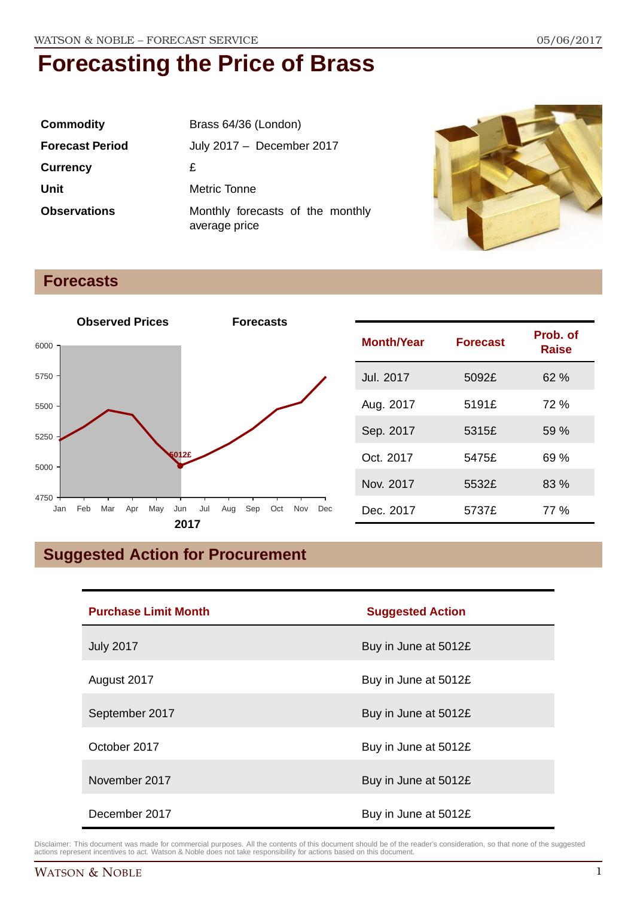# Forecasting the Price of Brass

| | |
|---|---|
| **Commodity** | Brass 64/36 (London) |
| **Forecast Period** | July 2017 – December 2017 |
| **Currency** | £ |
| **Unit** | Metric Tonne |
| **Observations** | Monthly forecasts of the monthly average price |

## Forecasts

| Month/Year | Forecast | Prob. of Raise |
|---|---|---|
| Jul. 2017 | 5092£ | 62 % |
| Aug. 2017 | 5191£ | 72 % |
| Sep. 2017 | 5315£ | 59 % |
| Oct. 2017 | 5475£ | 69 % |
| Nov. 2017 | 5532£ | 83 % |
| Dec. 2017 | 5737£ | 77 % |

## Suggested Action for Procurement

| Purchase Limit Month | Suggested Action |
|---|---|
| July 2017 | Buy in June at 5012£ |
| August 2017 | Buy in June at 5012£ |
| September 2017 | Buy in June at 5012£ |
| October 2017 | Buy in June at 5012£ |
| November 2017 | Buy in June at 5012£ |
| December 2017 | Buy in June at 5012£ |

Disclaimer: This document was made for commercial purposes. All the contents of this document should be of the reader's consideration, so that none of the suggested actions represent incentives to act. Watson & Noble does not take responsibility for actions based on this document.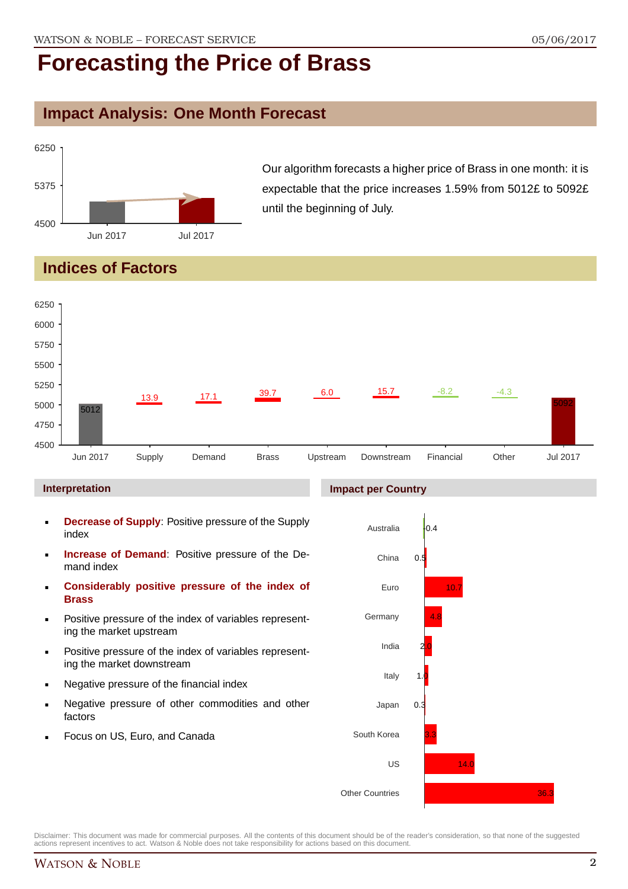# Forecasting the Price of Brass

## Impact Analysis: One Month Forecast

Our algorithm forecasts a higher price of Brass in one month: it is expectable that the price increases 1.59% from 5012£ to 5092£ until the beginning of July.

## Indices of Factors

| | Jun 2017 | Supply | Demand | Brass | Upstream | Downstream | Financial | Other | Jul 2017 |
|---|---|---|---|---|---|---|---|---|---|
| Value | 5012 | 13.9 | 17.1 | 39.7 | 6.0 | 15.7 | -8.2 | -4.3 | 5092 |

### Interpretation

- **Decrease of Supply**: Positive pressure of the Supply index
- **Increase of Demand**: Positive pressure of the Demand index
- **Considerably positive pressure of the index of Brass**
- Positive pressure of the index of variables representing the market upstream
- Positive pressure of the index of variables representing the market downstream
- Negative pressure of the financial index
- Negative pressure of other commodities and other factors
- Focus on US, Euro, and Canada

### Impact per Country

| Country | Impact |
|---|---|
| Australia | -0.4 |
| China | 0.5 |
| Euro | 10.7 |
| Germany | 4.8 |
| India | 2.0 |
| Italy | 1.0 |
| Japan | 0.3 |
| South Korea | 3.3 |
| US | 14.0 |
| Other Countries | 36.3 |

Disclaimer: This document was made for commercial purposes. All the contents of this document should be of the reader's consideration, so that none of the suggested actions represent incentives to act. Watson & Noble does not take responsibility for actions based on this document.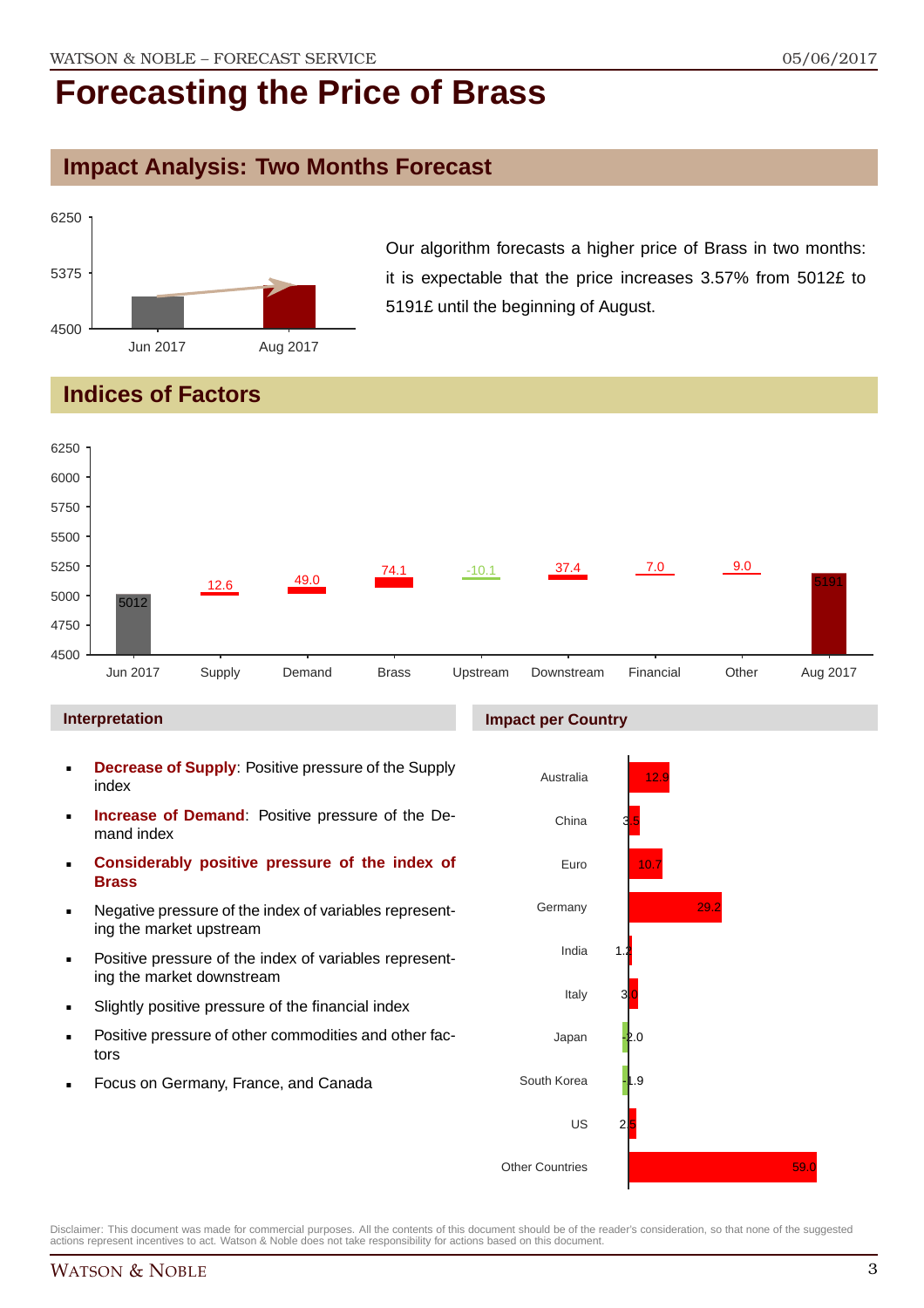# Forecasting the Price of Brass

## Impact Analysis: Two Months Forecast

Our algorithm forecasts a higher price of Brass in two months: it is expectable that the price increases 3.57% from 5012£ to 5191£ until the beginning of August.

## Indices of Factors

### Interpretation

- **Decrease of Supply**: Positive pressure of the Supply index
- **Increase of Demand**: Positive pressure of the Demand index
- **Considerably positive pressure of the index of Brass**
- Negative pressure of the index of variables representing the market upstream
- Positive pressure of the index of variables representing the market downstream
- Slightly positive pressure of the financial index
- Positive pressure of other commodities and other factors
- Focus on Germany, France, and Canada

### Impact per Country

| Country | Impact |
|---|---|
| Australia | 12.9 |
| China | 3.5 |
| Euro | 10.7 |
| Germany | 29.2 |
| India | 1.2 |
| Italy | 3.0 |
| Japan | -2.0 |
| South Korea | -1.9 |
| US | 2.5 |
| Other Countries | 59.0 |

Disclaimer: This document was made for commercial purposes. All the contents of this document should be of the reader's consideration, so that none of the suggested actions represent incentives to act. Watson & Noble does not take responsibility for actions based on this document.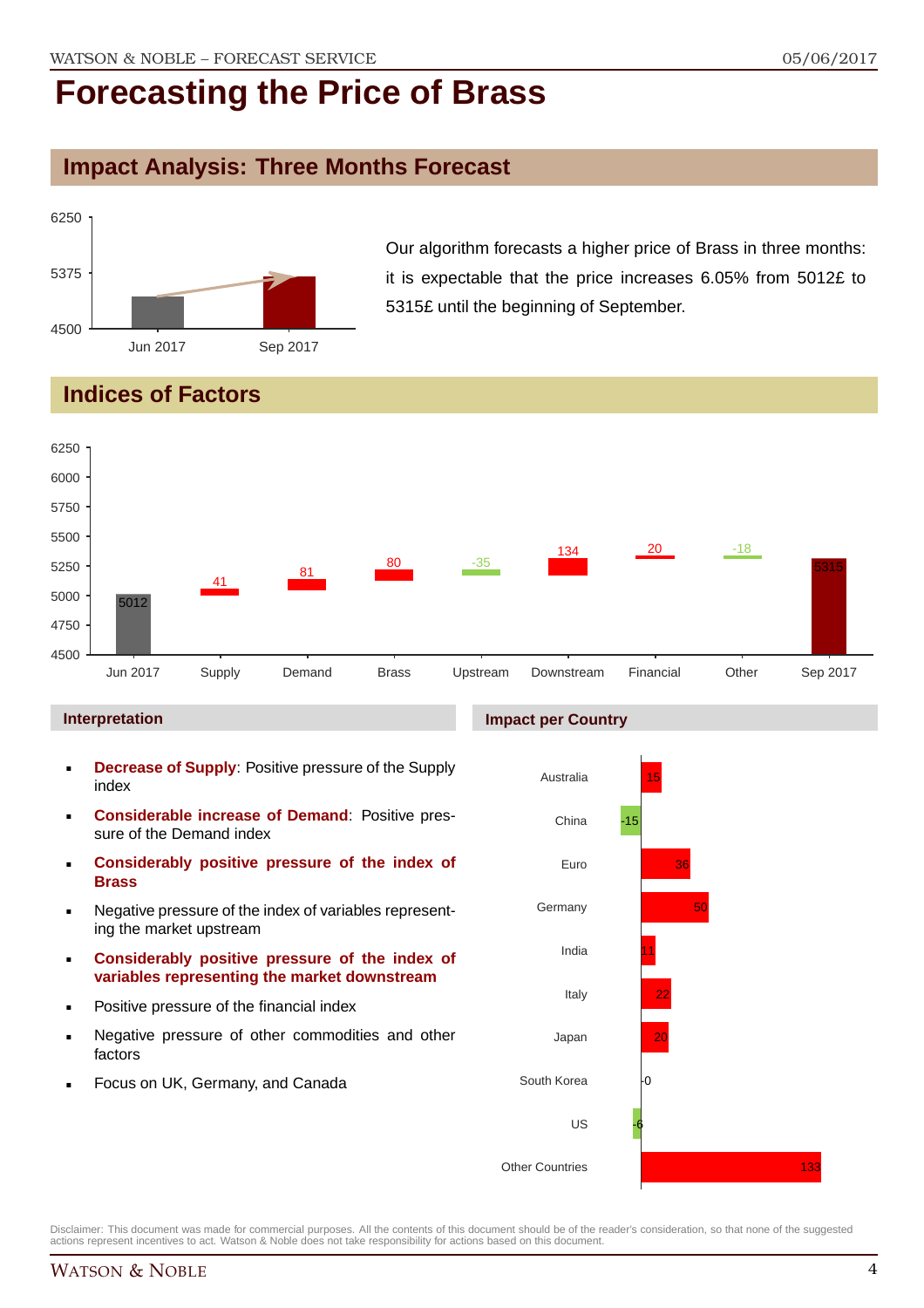# Forecasting the Price of Brass

## Impact Analysis: Three Months Forecast

Our algorithm forecasts a higher price of Brass in three months: it is expectable that the price increases 6.05% from 5012£ to 5315£ until the beginning of September.

## Indices of Factors

### Interpretation

- **Decrease of Supply**: Positive pressure of the Supply index
- **Considerable increase of Demand**: Positive pressure of the Demand index
- **Considerably positive pressure of the index of Brass**
- Negative pressure of the index of variables representing the market upstream
- **Considerably positive pressure of the index of variables representing the market downstream**
- Positive pressure of the financial index
- Negative pressure of other commodities and other factors
- Focus on UK, Germany, and Canada

### Impact per Country

| Country | Impact |
|---|---|
| Australia | 15 |
| China | -15 |
| Euro | 36 |
| Germany | 50 |
| India | 11 |
| Italy | 22 |
| Japan | 20 |
| South Korea | 0 |
| US | -6 |
| Other Countries | 133 |

Disclaimer: This document was made for commercial purposes. All the contents of this document should be of the reader's consideration, so that none of the suggested actions represent incentives to act. Watson & Noble does not take responsibility for actions based on this document.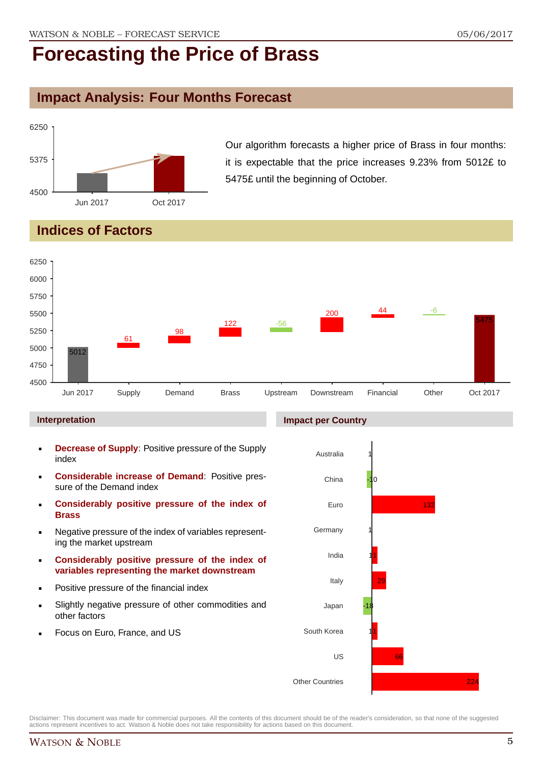# Forecasting the Price of Brass

## Impact Analysis: Four Months Forecast

Our algorithm forecasts a higher price of Brass in four months: it is expectable that the price increases 9.23% from 5012£ to 5475£ until the beginning of October.

## Indices of Factors

### Interpretation

- **Decrease of Supply**: Positive pressure of the Supply index
- **Considerable increase of Demand**: Positive pressure of the Demand index
- **Considerably positive pressure of the index of Brass**
- Negative pressure of the index of variables representing the market upstream
- **Considerably positive pressure of the index of variables representing the market downstream**
- Positive pressure of the financial index
- Slightly negative pressure of other commodities and other factors
- Focus on Euro, France, and US

### Impact per Country

Disclaimer: This document was made for commercial purposes. All the contents of this document should be of the reader's consideration, so that none of the suggested actions represent incentives to act. Watson & Noble does not take responsibility for actions based on this document.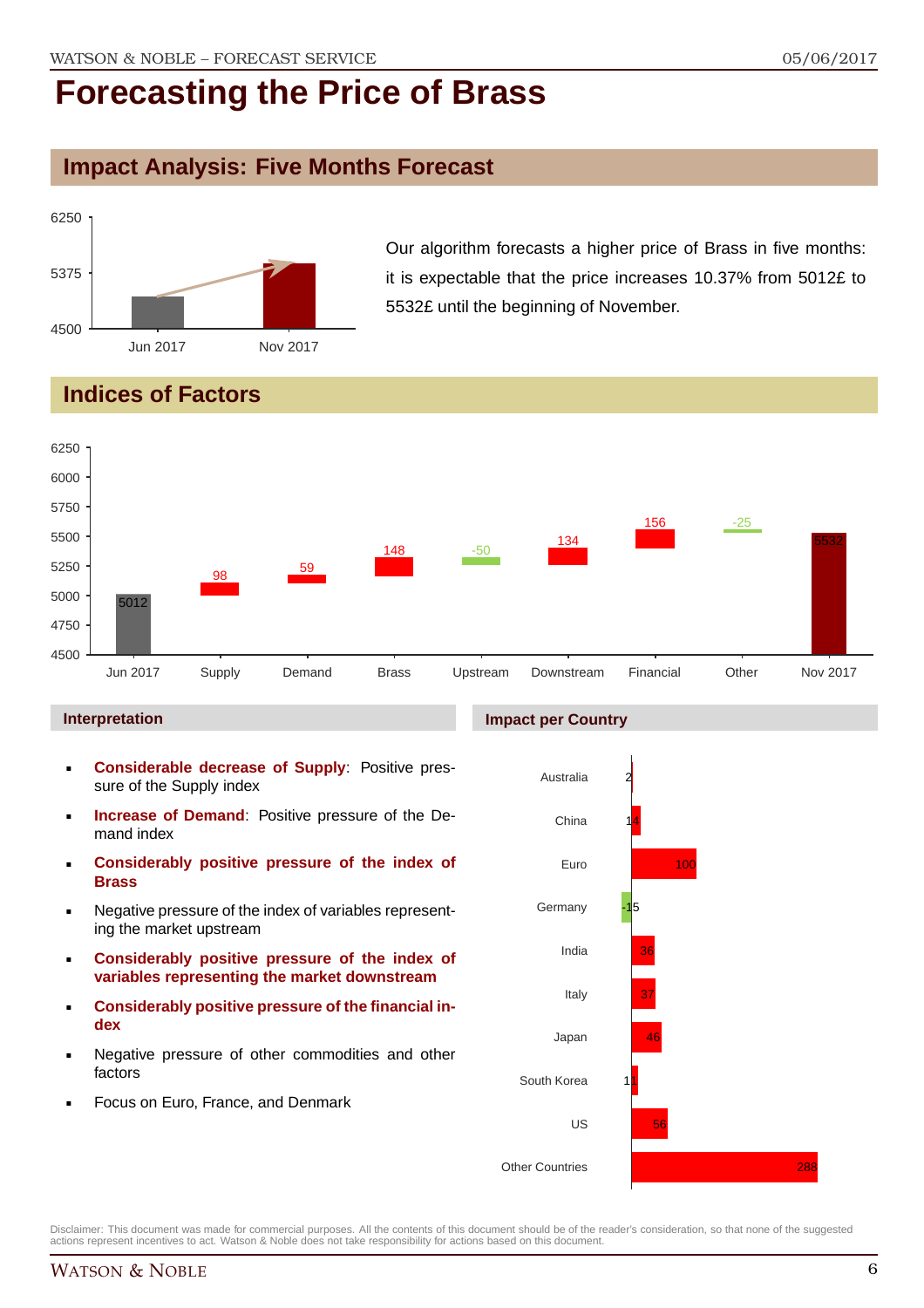# Forecasting the Price of Brass

## Impact Analysis: Five Months Forecast

Our algorithm forecasts a higher price of Brass in five months: it is expectable that the price increases 10.37% from 5012£ to 5532£ until the beginning of November.

## Indices of Factors

### Interpretation

- **Considerable decrease of Supply**: Positive pressure of the Supply index
- **Increase of Demand**: Positive pressure of the Demand index
- **Considerably positive pressure of the index of Brass**
- Negative pressure of the index of variables representing the market upstream
- **Considerably positive pressure of the index of variables representing the market downstream**
- **Considerably positive pressure of the financial index**
- Negative pressure of other commodities and other factors
- Focus on Euro, France, and Denmark

### Impact per Country

Disclaimer: This document was made for commercial purposes. All the contents of this document should be of the reader's consideration, so that none of the suggested actions represent incentives to act. Watson & Noble does not take responsibility for actions based on this document.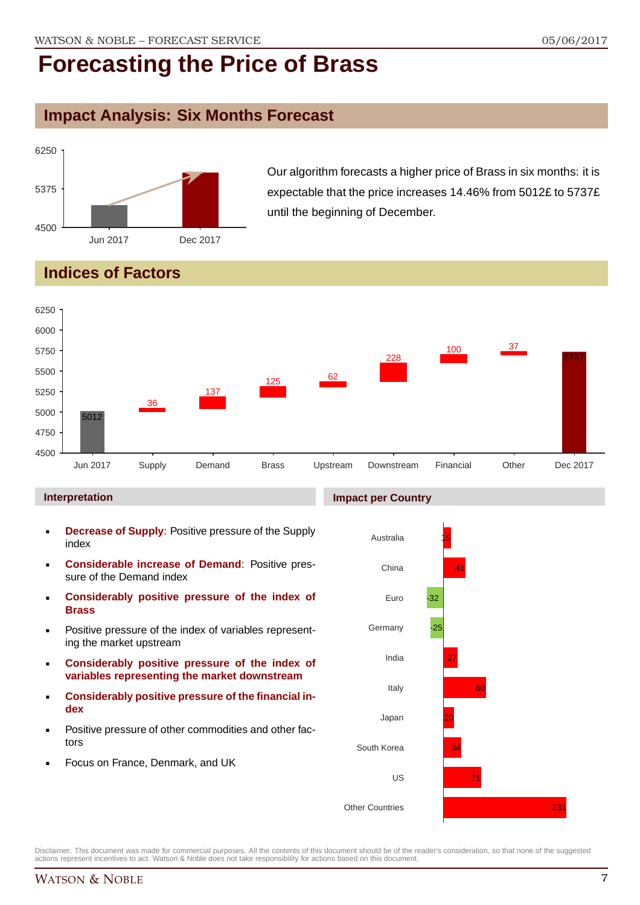# Forecasting the Price of Brass

## Impact Analysis: Six Months Forecast

Our algorithm forecasts a higher price of Brass in six months: it is expectable that the price increases 14.46% from 5012£ to 5737£ until the beginning of December.

## Indices of Factors

### Interpretation

- **Decrease of Supply**: Positive pressure of the Supply index
- **Considerable increase of Demand**: Positive pressure of the Demand index
- **Considerably positive pressure of the index of Brass**
- Positive pressure of the index of variables representing the market upstream
- **Considerably positive pressure of the index of variables representing the market downstream**
- **Considerably positive pressure of the financial index**
- Positive pressure of other commodities and other factors
- Focus on France, Denmark, and UK

### Impact per Country

| Country | Impact |
| --- | --- |
| Australia | 15 |
| China | 41 |
| Euro | -32 |
| Germany | -25 |
| India | 27 |
| Italy | 80 |
| Japan | 20 |
| South Korea | 34 |
| US | 71 |
| Other Countries | 231 |

Disclaimer: This document was made for commercial purposes. All the contents of this document should be of the reader's consideration, so that none of the suggested actions represent incentives to act. Watson & Noble does not take responsibility for actions based on this document.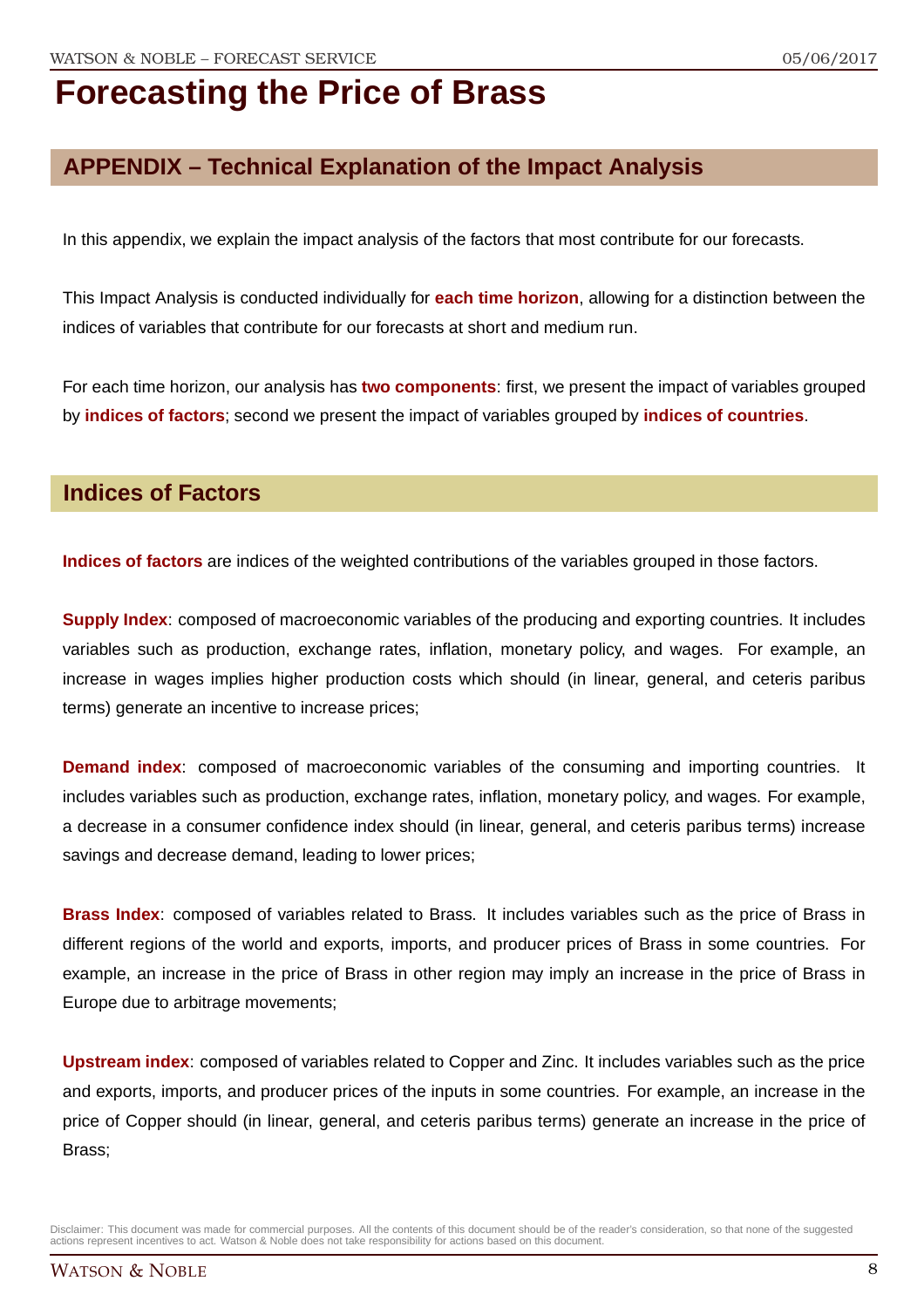# Forecasting the Price of Brass

## APPENDIX – Technical Explanation of the Impact Analysis

In this appendix, we explain the impact analysis of the factors that most contribute for our forecasts.

This Impact Analysis is conducted individually for **each time horizon**, allowing for a distinction between the indices of variables that contribute for our forecasts at short and medium run.

For each time horizon, our analysis has **two components**: first, we present the impact of variables grouped by **indices of factors**; second we present the impact of variables grouped by **indices of countries**.

### Indices of Factors

**Indices of factors** are indices of the weighted contributions of the variables grouped in those factors.

**Supply Index**: composed of macroeconomic variables of the producing and exporting countries. It includes variables such as production, exchange rates, inflation, monetary policy, and wages. For example, an increase in wages implies higher production costs which should (in linear, general, and ceteris paribus terms) generate an incentive to increase prices;

**Demand index**: composed of macroeconomic variables of the consuming and importing countries. It includes variables such as production, exchange rates, inflation, monetary policy, and wages. For example, a decrease in a consumer confidence index should (in linear, general, and ceteris paribus terms) increase savings and decrease demand, leading to lower prices;

**Brass Index**: composed of variables related to Brass. It includes variables such as the price of Brass in different regions of the world and exports, imports, and producer prices of Brass in some countries. For example, an increase in the price of Brass in other region may imply an increase in the price of Brass in Europe due to arbitrage movements;

**Upstream index**: composed of variables related to Copper and Zinc. It includes variables such as the price and exports, imports, and producer prices of the inputs in some countries. For example, an increase in the price of Copper should (in linear, general, and ceteris paribus terms) generate an increase in the price of Brass;

Disclaimer: This document was made for commercial purposes. All the contents of this document should be of the reader's consideration, so that none of the suggested actions represent incentives to act. Watson & Noble does not take responsibility for actions based on this document.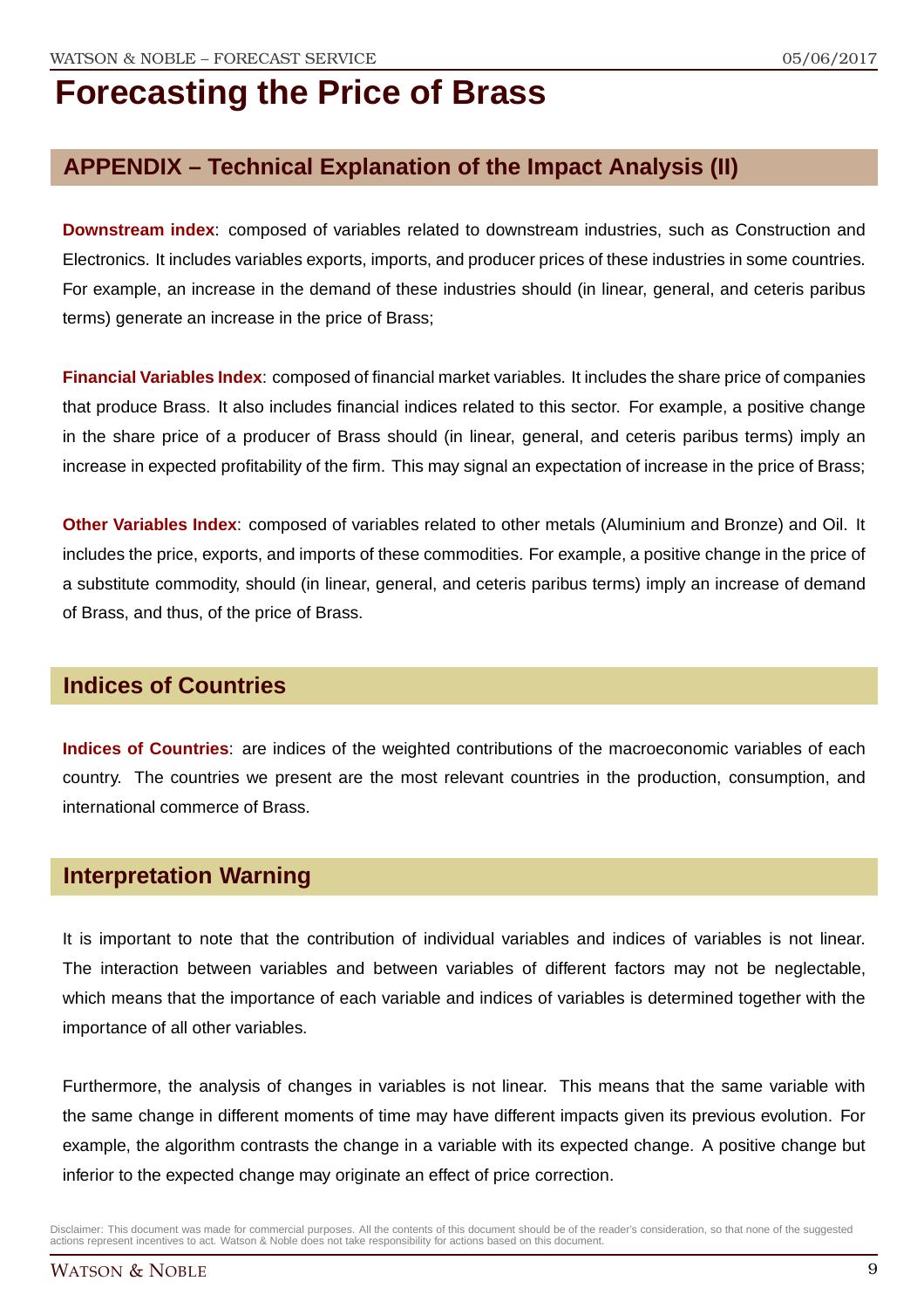# Forecasting the Price of Brass

## APPENDIX – Technical Explanation of the Impact Analysis (II)

**Downstream index**: composed of variables related to downstream industries, such as Construction and Electronics. It includes variables exports, imports, and producer prices of these industries in some countries. For example, an increase in the demand of these industries should (in linear, general, and ceteris paribus terms) generate an increase in the price of Brass;

**Financial Variables Index**: composed of financial market variables. It includes the share price of companies that produce Brass. It also includes financial indices related to this sector. For example, a positive change in the share price of a producer of Brass should (in linear, general, and ceteris paribus terms) imply an increase in expected profitability of the firm. This may signal an expectation of increase in the price of Brass;

**Other Variables Index**: composed of variables related to other metals (Aluminium and Bronze) and Oil. It includes the price, exports, and imports of these commodities. For example, a positive change in the price of a substitute commodity, should (in linear, general, and ceteris paribus terms) imply an increase of demand of Brass, and thus, of the price of Brass.

## Indices of Countries

**Indices of Countries**: are indices of the weighted contributions of the macroeconomic variables of each country. The countries we present are the most relevant countries in the production, consumption, and international commerce of Brass.

## Interpretation Warning

It is important to note that the contribution of individual variables and indices of variables is not linear. The interaction between variables and between variables of different factors may not be neglectable, which means that the importance of each variable and indices of variables is determined together with the importance of all other variables.

Furthermore, the analysis of changes in variables is not linear. This means that the same variable with the same change in different moments of time may have different impacts given its previous evolution. For example, the algorithm contrasts the change in a variable with its expected change. A positive change but inferior to the expected change may originate an effect of price correction.

Disclaimer: This document was made for commercial purposes. All the contents of this document should be of the reader's consideration, so that none of the suggested actions represent incentives to act. Watson & Noble does not take responsibility for actions based on this document.